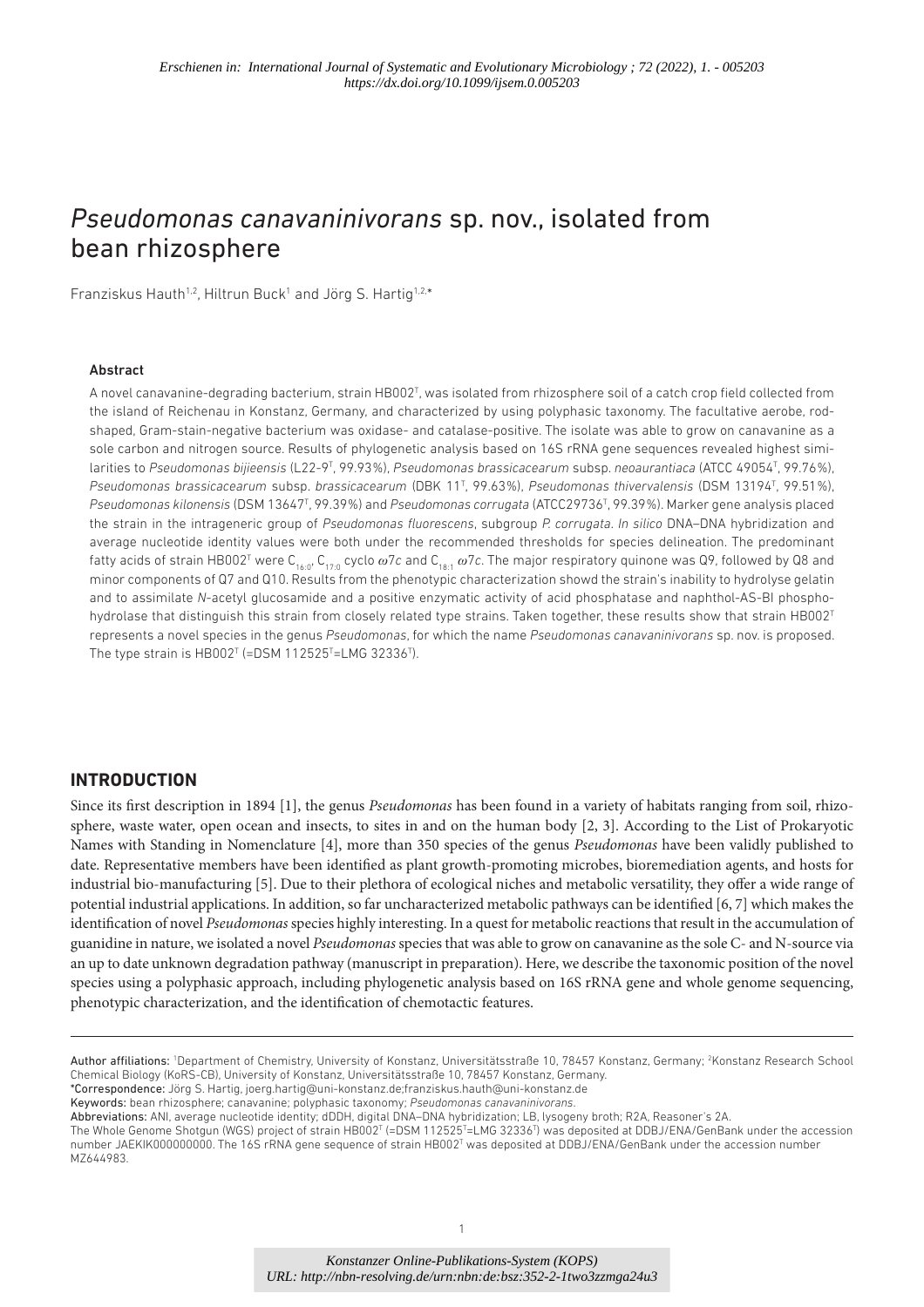*Erschienen in: International Journal of Systematic and Evolutionary Microbiology ; 72 (2022), 1. - 005203*
*https://dx.doi.org/10.1099/ijsem.0.005203*

# *Pseudomonas canavaninivorans* sp. nov., isolated from bean rhizosphere

Franziskus Hauth[1,2], Hiltrun Buck[1] and Jörg S. Hartig[1,2,*]

### Abstract

A novel canavanine-degrading bacterium, strain HB002$^T$, was isolated from rhizosphere soil of a catch crop field collected from the island of Reichenau in Konstanz, Germany, and characterized by using polyphasic taxonomy. The facultative aerobe, rod-shaped, Gram-stain-negative bacterium was oxidase- and catalase-positive. The isolate was able to grow on canavanine as a sole carbon and nitrogen source. Results of phylogenetic analysis based on 16S rRNA gene sequences revealed highest similarities to *Pseudomonas bijieensis* (L22-9$^T$, 99.93%), *Pseudomonas brassicacearum* subsp. *neoaurantiaca* (ATCC 49054$^T$, 99.76%), *Pseudomonas brassicacearum* subsp. *brassicacearum* (DBK 11$^T$, 99.63%), *Pseudomonas thivervalensis* (DSM 13194$^T$, 99.51%), *Pseudomonas kilonensis* (DSM 13647$^T$, 99.39%) and *Pseudomonas corrugata* (ATCC29736$^T$, 99.39%). Marker gene analysis placed the strain in the intrageneric group of *Pseudomonas fluorescens*, subgroup *P. corrugata*. *In silico* DNA–DNA hybridization and average nucleotide identity values were both under the recommended thresholds for species delineation. The predominant fatty acids of strain HB002$^T$ were $C_{16:0}$, $C_{17:0}$ cyclo $\omega7c$ and $C_{18:1}$ $\omega7c$. The major respiratory quinone was Q9, followed by Q8 and minor components of Q7 and Q10. Results from the phenotypic characterization showd the strain's inability to hydrolyse gelatin and to assimilate *N*-acetyl glucosamide and a positive enzymatic activity of acid phosphatase and naphthol-AS-BI phosphohydrolase that distinguish this strain from closely related type strains. Taken together, these results show that strain HB002$^T$ represents a novel species in the genus *Pseudomonas*, for which the name *Pseudomonas canavaninivorans* sp. nov. is proposed. The type strain is HB002$^T$ (=DSM 112525$^T$=LMG 32336$^T$).

## INTRODUCTION

Since its first description in 1894 [1], the genus *Pseudomonas* has been found in a variety of habitats ranging from soil, rhizosphere, waste water, open ocean and insects, to sites in and on the human body [2, 3]. According to the List of Prokaryotic Names with Standing in Nomenclature [4], more than 350 species of the genus *Pseudomonas* have been validly published to date. Representative members have been identified as plant growth-promoting microbes, bioremediation agents, and hosts for industrial bio-manufacturing [5]. Due to their plethora of ecological niches and metabolic versatility, they offer a wide range of potential industrial applications. In addition, so far uncharacterized metabolic pathways can be identified [6, 7] which makes the identification of novel *Pseudomonas* species highly interesting. In a quest for metabolic reactions that result in the accumulation of guanidine in nature, we isolated a novel *Pseudomonas* species that was able to grow on canavanine as the sole C- and N-source via an up to date unknown degradation pathway (manuscript in preparation). Here, we describe the taxonomic position of the novel species using a polyphasic approach, including phylogenetic analysis based on 16S rRNA gene and whole genome sequencing, phenotypic characterization, and the identification of chemotactic features.

---

**Author affiliations:** [1]Department of Chemistry, University of Konstanz, Universitätsstraße 10, 78457 Konstanz, Germany; [2]Konstanz Research School Chemical Biology (KoRS-CB), University of Konstanz, Universitätsstraße 10, 78457 Konstanz, Germany.

***Correspondence:** Jörg S. Hartig, joerg.hartig@uni-konstanz.de;franziskus.hauth@uni-konstanz.de

**Keywords:** bean rhizosphere; canavanine; polyphasic taxonomy; *Pseudomonas canavaninivorans*.

**Abbreviations:** ANI, average nucleotide identity; dDDH, digital DNA–DNA hybridization; LB, lysogeny broth; R2A, Reasoner's 2A.

The Whole Genome Shotgun (WGS) project of strain HB002$^T$ (=DSM 112525$^T$=LMG 32336$^T$) was deposited at DDBJ/ENA/GenBank under the accession number JAEKIK000000000. The 16S rRNA gene sequence of strain HB002$^T$ was deposited at DDBJ/ENA/GenBank under the accession number MZ644983.

*Konstanzer Online-Publikations-System (KOPS)*
*URL: http://nbn-resolving.de/urn:nbn:de:bsz:352-2-1two3zzmga24u3*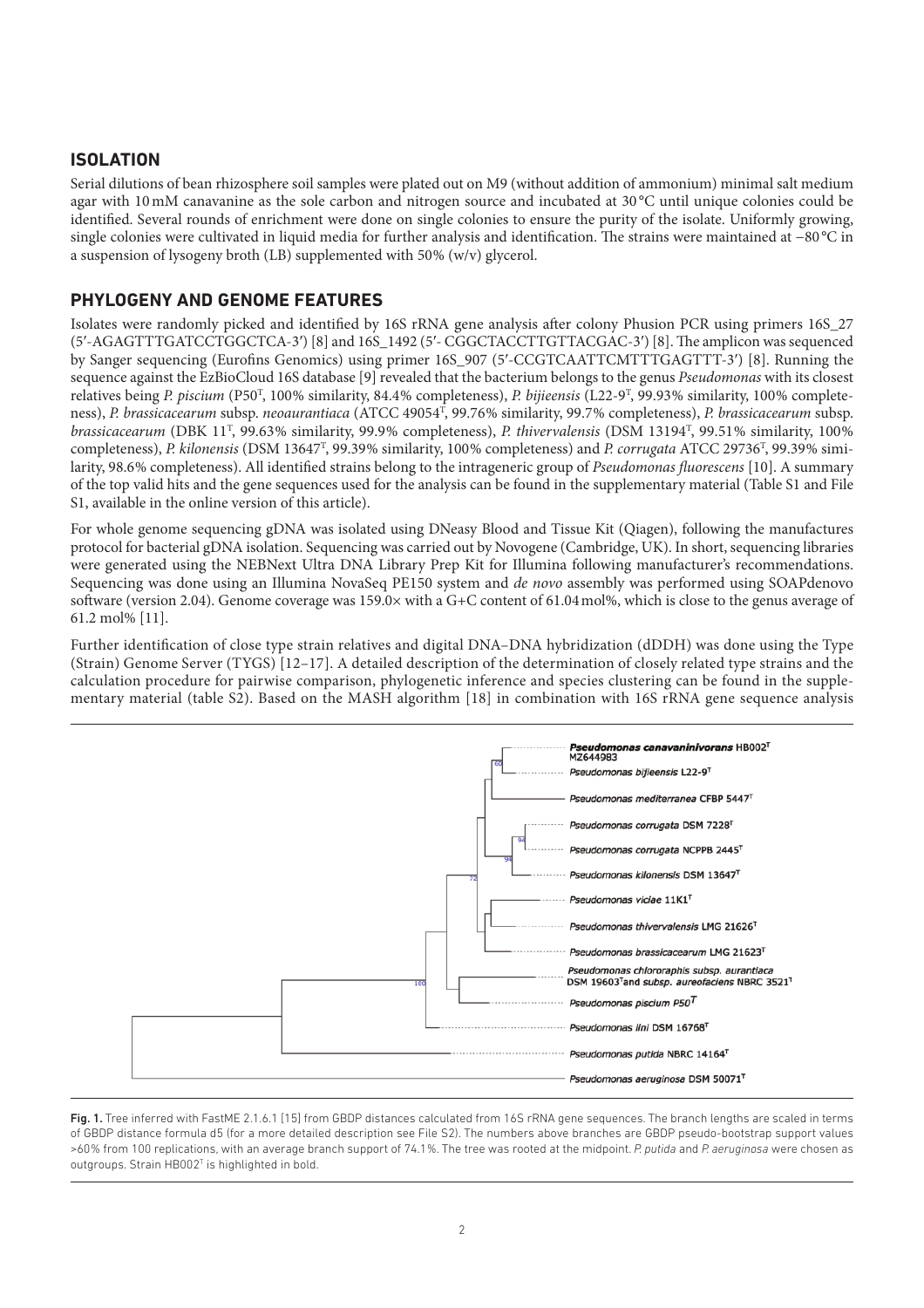## ISOLATION

Serial dilutions of bean rhizosphere soil samples were plated out on M9 (without addition of ammonium) minimal salt medium agar with 10 mM canavanine as the sole carbon and nitrogen source and incubated at 30 °C until unique colonies could be identified. Several rounds of enrichment were done on single colonies to ensure the purity of the isolate. Uniformly growing, single colonies were cultivated in liquid media for further analysis and identification. The strains were maintained at −80 °C in a suspension of lysogeny broth (LB) supplemented with 50% (w/v) glycerol.

## PHYLOGENY AND GENOME FEATURES

Isolates were randomly picked and identified by 16S rRNA gene analysis after colony Phusion PCR using primers 16S_27 (5′-AGAGTTTGATCCTGGCTCA-3′) [8] and 16S_1492 (5′- CGGCTACCTTGTTACGAC-3′) [8]. The amplicon was sequenced by Sanger sequencing (Eurofins Genomics) using primer 16S_907 (5′-CCGTCAATTCMTTTGAGTTT-3′) [8]. Running the sequence against the EzBioCloud 16S database [9] revealed that the bacterium belongs to the genus *Pseudomonas* with its closest relatives being *P. piscium* (P50$^T$, 100% similarity, 84.4% completeness), *P. bijieensis* (L22-9$^T$, 99.93% similarity, 100% completeness), *P. brassicacearum* subsp. *neoaurantiaca* (ATCC 49054$^T$, 99.76% similarity, 99.7% completeness), *P. brassicacearum* subsp. *brassicacearum* (DBK 11$^T$, 99.63% similarity, 99.9% completeness), *P. thivervalensis* (DSM 13194$^T$, 99.51% similarity, 100% completeness), *P. kilonensis* (DSM 13647$^T$, 99.39% similarity, 100% completeness) and *P. corrugata* ATCC 29736$^T$, 99.39% similarity, 98.6% completeness). All identified strains belong to the intrageneric group of *Pseudomonas fluorescens* [10]. A summary of the top valid hits and the gene sequences used for the analysis can be found in the supplementary material (Table S1 and File S1, available in the online version of this article).

For whole genome sequencing gDNA was isolated using DNeasy Blood and Tissue Kit (Qiagen), following the manufactures protocol for bacterial gDNA isolation. Sequencing was carried out by Novogene (Cambridge, UK). In short, sequencing libraries were generated using the NEBNext Ultra DNA Library Prep Kit for Illumina following manufacturer's recommendations. Sequencing was done using an Illumina NovaSeq PE150 system and *de novo* assembly was performed using SOAPdenovo software (version 2.04). Genome coverage was 159.0× with a G+C content of 61.04 mol%, which is close to the genus average of 61.2 mol% [11].

Further identification of close type strain relatives and digital DNA–DNA hybridization (dDDH) was done using the Type (Strain) Genome Server (TYGS) [12–17]. A detailed description of the determination of closely related type strains and the calculation procedure for pairwise comparison, phylogenetic inference and species clustering can be found in the supplementary material (table S2). Based on the MASH algorithm [18] in combination with 16S rRNA gene sequence analysis

**Fig. 1.** Tree inferred with FastME 2.1.6.1 [15] from GBDP distances calculated from 16S rRNA gene sequences. The branch lengths are scaled in terms of GBDP distance formula d5 (for a more detailed description see File S2). The numbers above branches are GBDP pseudo-bootstrap support values >60% from 100 replications, with an average branch support of 74.1%. The tree was rooted at the midpoint. *P. putida* and *P. aeruginosa* were chosen as outgroups. Strain HB002$^T$ is highlighted in bold.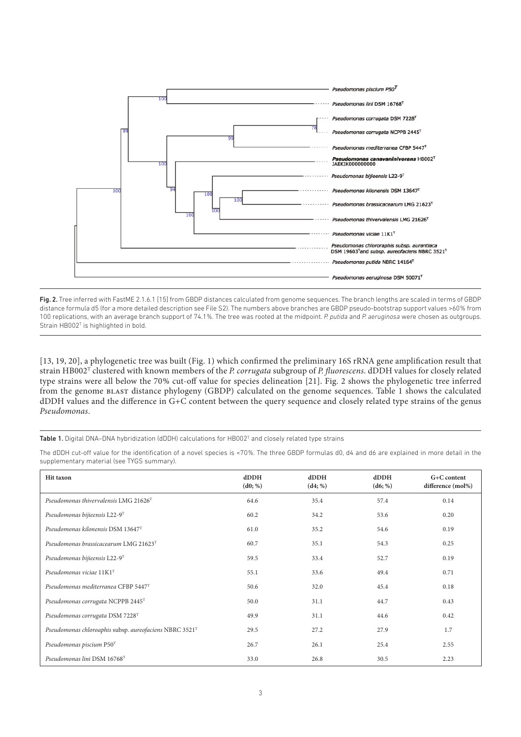Fig. 2. Tree inferred with FastME 2.1.6.1 [15] from GBDP distances calculated from genome sequences. The branch lengths are scaled in terms of GBDP distance formula d5 (for a more detailed description see File S2). The numbers above branches are GBDP pseudo-bootstrap support values >60% from 100 replications, with an average branch support of 74.1%. The tree was rooted at the midpoint. *P. putida* and *P. aeruginosa* were chosen as outgroups. Strain HB002[T] is highlighted in bold.

[13, 19, 20], a phylogenetic tree was built (Fig. 1) which confirmed the preliminary 16S rRNA gene amplification result that strain HB002[T] clustered with known members of the *P. corrugata* subgroup of *P. fluorescens*. dDDH values for closely related type strains were all below the 70% cut-off value for species delineation [21]. Fig. 2 shows the phylogenetic tree inferred from the genome BLAST distance phylogeny (GBDP) calculated on the genome sequences. Table 1 shows the calculated dDDH values and the difference in G+C content between the query sequence and closely related type strains of the genus *Pseudomonas*.

**Table 1.** Digital DNA–DNA hybridization (dDDH) calculations for HB002[T] and closely related type strains

The dDDH cut-off value for the identification of a novel species is <70%. The three GBDP formulas d0, d4 and d6 are explained in more detail in the supplementary material (see TYGS summary).

| Hit taxon | dDDH (d0; %) | dDDH (d4; %) | dDDH (d6; %) | G+C content difference (mol%) |
|---|---|---|---|---|
| *Pseudomonas thivervalensis* LMG 21626[T] | 64.6 | 35.4 | 57.4 | 0.14 |
| *Pseudomonas bijieensis* L22-9[T] | 60.2 | 34.2 | 53.6 | 0.20 |
| *Pseudomonas kilonensis* DSM 13647[T] | 61.0 | 35.2 | 54.6 | 0.19 |
| *Pseudomonas brassicacearum* LMG 21623[T] | 60.7 | 35.1 | 54.3 | 0.25 |
| *Pseudomonas bijieensis* L22-9[T] | 59.5 | 33.4 | 52.7 | 0.19 |
| *Pseudomonas viciae* 11K1[T] | 55.1 | 33.6 | 49.4 | 0.71 |
| *Pseudomonas mediterranea* CFBP 5447[T] | 50.6 | 32.0 | 45.4 | 0.18 |
| *Pseudomonas corrugata* NCPPB 2445[T] | 50.0 | 31.1 | 44.7 | 0.43 |
| *Pseudomonas corrugata* DSM 7228[T] | 49.9 | 31.1 | 44.6 | 0.42 |
| *Pseudomonas chloroaphis* subsp. *aureofaciens* NBRC 3521[T] | 29.5 | 27.2 | 27.9 | 1.7 |
| *Pseudomonas piscium* P50[T] | 26.7 | 26.1 | 25.4 | 2.55 |
| *Pseudomonas lini* DSM 16768[T] | 33.0 | 26.8 | 30.5 | 2.23 |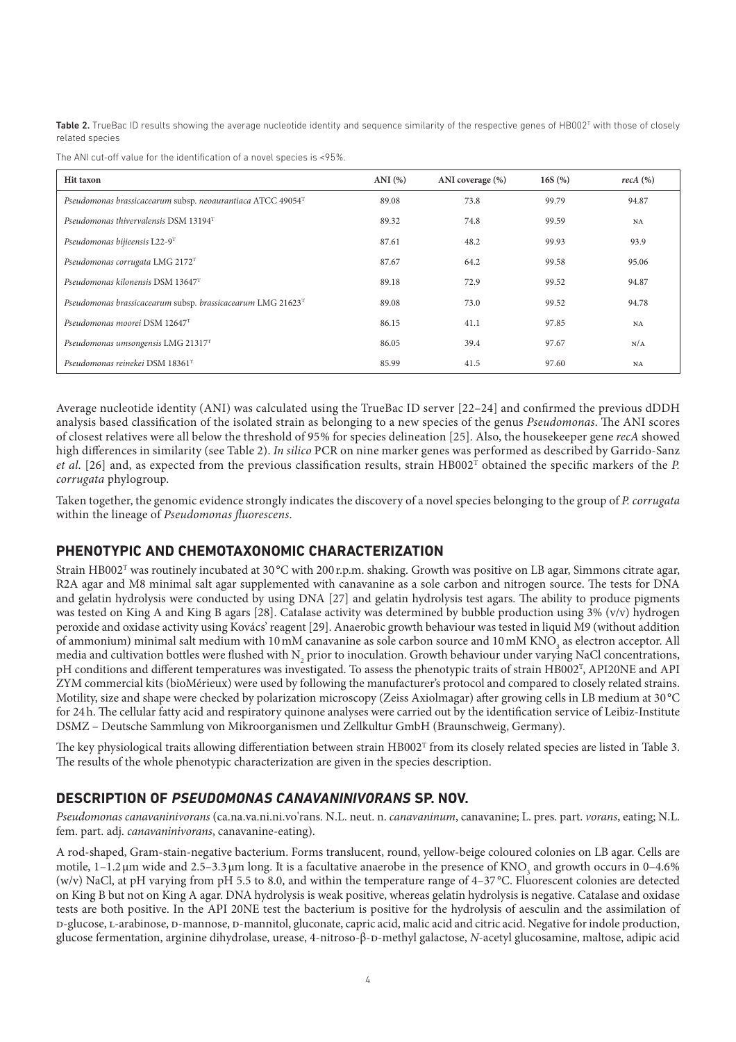**Table 2.** TrueBac ID results showing the average nucleotide identity and sequence similarity of the respective genes of HB002[T] with those of closely related species

The ANI cut-off value for the identification of a novel species is <95%.

| Hit taxon | ANI (%) | ANI coverage (%) | 16S (%) | *recA* (%) |
|---|---|---|---|---|
| *Pseudomonas brassicacearum* subsp. *neoaurantiaca* ATCC 49054[T] | 89.08 | 73.8 | 99.79 | 94.87 |
| *Pseudomonas thivervalensis* DSM 13194[T] | 89.32 | 74.8 | 99.59 | NA |
| *Pseudomonas bijieensis* L22-9[T] | 87.61 | 48.2 | 99.93 | 93.9 |
| *Pseudomonas corrugata* LMG 2172[T] | 87.67 | 64.2 | 99.58 | 95.06 |
| *Pseudomonas kilonensis* DSM 13647[T] | 89.18 | 72.9 | 99.52 | 94.87 |
| *Pseudomonas brassicacearum* subsp. *brassicacearum* LMG 21623[T] | 89.08 | 73.0 | 99.52 | 94.78 |
| *Pseudomonas moorei* DSM 12647[T] | 86.15 | 41.1 | 97.85 | NA |
| *Pseudomonas umsongensis* LMG 21317[T] | 86.05 | 39.4 | 97.67 | N/A |
| *Pseudomonas reinekei* DSM 18361[T] | 85.99 | 41.5 | 97.60 | NA |

Average nucleotide identity (ANI) was calculated using the TrueBac ID server [22–24] and confirmed the previous dDDH analysis based classification of the isolated strain as belonging to a new species of the genus *Pseudomonas*. The ANI scores of closest relatives were all below the threshold of 95% for species delineation [25]. Also, the housekeeper gene *recA* showed high differences in similarity (see Table 2). *In silico* PCR on nine marker genes was performed as described by Garrido-Sanz *et al.* [26] and, as expected from the previous classification results, strain HB002[T] obtained the specific markers of the *P. corrugata* phylogroup.

Taken together, the genomic evidence strongly indicates the discovery of a novel species belonging to the group of *P. corrugata* within the lineage of *Pseudomonas fluorescens*.

## PHENOTYPIC AND CHEMOTAXONOMIC CHARACTERIZATION

Strain HB002[T] was routinely incubated at 30 °C with 200 r.p.m. shaking. Growth was positive on LB agar, Simmons citrate agar, R2A agar and M8 minimal salt agar supplemented with canavanine as a sole carbon and nitrogen source. The tests for DNA and gelatin hydrolysis were conducted by using DNA [27] and gelatin hydrolysis test agars. The ability to produce pigments was tested on King A and King B agars [28]. Catalase activity was determined by bubble production using 3% (v/v) hydrogen peroxide and oxidase activity using Kovács' reagent [29]. Anaerobic growth behaviour was tested in liquid M9 (without addition of ammonium) minimal salt medium with 10 mM canavanine as sole carbon source and 10 mM $KNO_3$ as electron acceptor. All media and cultivation bottles were flushed with $N_2$ prior to inoculation. Growth behaviour under varying NaCl concentrations, pH conditions and different temperatures was investigated. To assess the phenotypic traits of strain HB002[T], API20NE and API ZYM commercial kits (bioMérieux) were used by following the manufacturer's protocol and compared to closely related strains. Motility, size and shape were checked by polarization microscopy (Zeiss Axiolmagar) after growing cells in LB medium at 30 °C for 24 h. The cellular fatty acid and respiratory quinone analyses were carried out by the identification service of Leibiz-Institute DSMZ – Deutsche Sammlung von Mikroorganismen und Zellkultur GmbH (Braunschweig, Germany).

The key physiological traits allowing differentiation between strain HB002[T] from its closely related species are listed in Table 3. The results of the whole phenotypic characterization are given in the species description.

## DESCRIPTION OF *PSEUDOMONAS CANAVANINIVORANS* SP. NOV.

*Pseudomonas canavaninivorans* (ca.na.va.ni.ni.vo'rans. N.L. neut. n. *canavaninum*, canavanine; L. pres. part. *vorans*, eating; N.L. fem. part. adj. *canavaninivorans*, canavanine-eating).

A rod-shaped, Gram-stain-negative bacterium. Forms translucent, round, yellow-beige coloured colonies on LB agar. Cells are motile, 1–1.2 µm wide and 2.5–3.3 µm long. It is a facultative anaerobe in the presence of $KNO_3$ and growth occurs in 0–4.6% (w/v) NaCl, at pH varying from pH 5.5 to 8.0, and within the temperature range of 4–37 °C. Fluorescent colonies are detected on King B but not on King A agar. DNA hydrolysis is weak positive, whereas gelatin hydrolysis is negative. Catalase and oxidase tests are both positive. In the API 20NE test the bacterium is positive for the hydrolysis of aesculin and the assimilation of D-glucose, L-arabinose, D-mannose, D-mannitol, gluconate, capric acid, malic acid and citric acid. Negative for indole production, glucose fermentation, arginine dihydrolase, urease, 4-nitroso-β-D-methyl galactose, *N*-acetyl glucosamine, maltose, adipic acid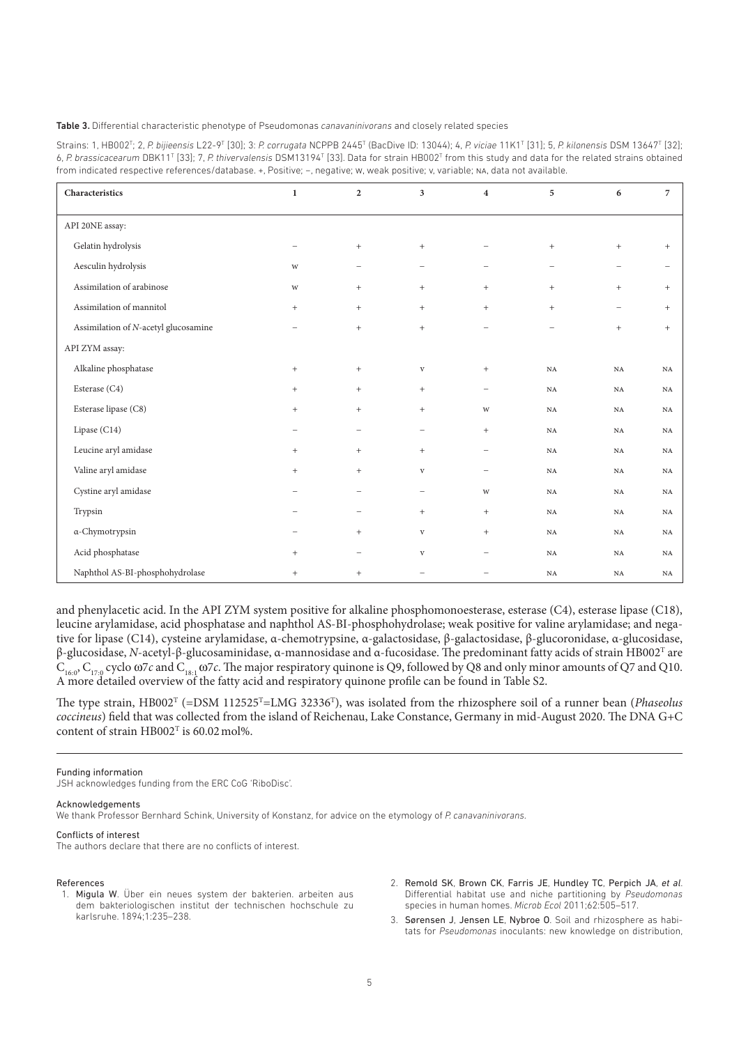**Table 3.** Differential characteristic phenotype of Pseudomonas *canavaninivorans* and closely related species

Strains: 1, HB002[T]; 2, *P. bijieensis* L22-9[T] [30]; 3: *P. corrugata* NCPPB 2445[T] (BacDive ID: 13044); 4, *P. viciae* 11K1[T] [31]; 5, *P. kilonensis* DSM 13647[T] [32]; 6, *P. brassicacearum* DBK11[T] [33]; 7, *P. thivervalensis* DSM13194[T] [33]. Data for strain HB002[T] from this study and data for the related strains obtained from indicated respective references/database. +, Positive; –, negative; w, weak positive; v, variable; NA, data not available.

| Characteristics | 1 | 2 | 3 | 4 | 5 | 6 | 7 |
|---|---|---|---|---|---|---|---|
| API 20NE assay: | | | | | | | |
| Gelatin hydrolysis | – | + | + | – | + | + | + |
| Aesculin hydrolysis | w | – | – | – | – | – | – |
| Assimilation of arabinose | w | + | + | + | + | + | + |
| Assimilation of mannitol | + | + | + | + | + | – | + |
| Assimilation of *N*-acetyl glucosamine | – | + | + | – | – | + | + |
| API ZYM assay: | | | | | | | |
| Alkaline phosphatase | + | + | v | + | NA | NA | NA |
| Esterase (C4) | + | + | + | – | NA | NA | NA |
| Esterase lipase (C8) | + | + | + | w | NA | NA | NA |
| Lipase (C14) | – | – | – | + | NA | NA | NA |
| Leucine aryl amidase | + | + | + | – | NA | NA | NA |
| Valine aryl amidase | + | + | v | – | NA | NA | NA |
| Cystine aryl amidase | – | – | – | w | NA | NA | NA |
| Trypsin | – | – | + | + | NA | NA | NA |
| α-Chymotrypsin | – | + | v | + | NA | NA | NA |
| Acid phosphatase | + | – | v | – | NA | NA | NA |
| Naphthol AS-BI-phosphohydrolase | + | + | – | – | NA | NA | NA |

and phenylacetic acid. In the API ZYM system positive for alkaline phosphomonoesterase, esterase (C4), esterase lipase (C18), leucine arylamidase, acid phosphatase and naphthol AS-BI-phosphohydrolase; weak positive for valine arylamidase; and negative for lipase (C14), cysteine arylamidase, α-chemotrypsine, α-galactosidase, β-galactosidase, β-glucoronidase, α-glucosidase, β-glucosidase, *N*-acetyl-β-glucosaminidase, α-mannosidase and α-fucosidase. The predominant fatty acids of strain HB002[T] are $C_{16:0}$, $C_{17:0}$ cyclo ω7*c* and $C_{18:1}$ ω7*c*. The major respiratory quinone is Q9, followed by Q8 and only minor amounts of Q7 and Q10. A more detailed overview of the fatty acid and respiratory quinone profile can be found in Table S2.

The type strain, HB002[T] (=DSM 112525[T]=LMG 32336[T]), was isolated from the rhizosphere soil of a runner bean (*Phaseolus coccineus*) field that was collected from the island of Reichenau, Lake Constance, Germany in mid-August 2020. The DNA G+C content of strain HB002[T] is 60.02 mol%.

#### Funding information

JSH acknowledges funding from the ERC CoG 'RiboDisc'.

#### Acknowledgements

We thank Professor Bernhard Schink, University of Konstanz, for advice on the etymology of *P. canavaninivorans*.

#### Conflicts of interest

The authors declare that there are no conflicts of interest.

#### References

1. **Migula W**. Über ein neues system der bakterien. arbeiten aus dem bakteriologischen institut der technischen hochschule zu karlsruhe. 1894;1:235–238.
2. **Remold SK**, **Brown CK**, **Farris JE**, **Hundley TC**, **Perpich JA**, *et al*. Differential habitat use and niche partitioning by *Pseudomonas* species in human homes. *Microb Ecol* 2011;62:505–517.
3. **Sørensen J**, **Jensen LE**, **Nybroe O**. Soil and rhizosphere as habitats for *Pseudomonas* inoculants: new knowledge on distribution,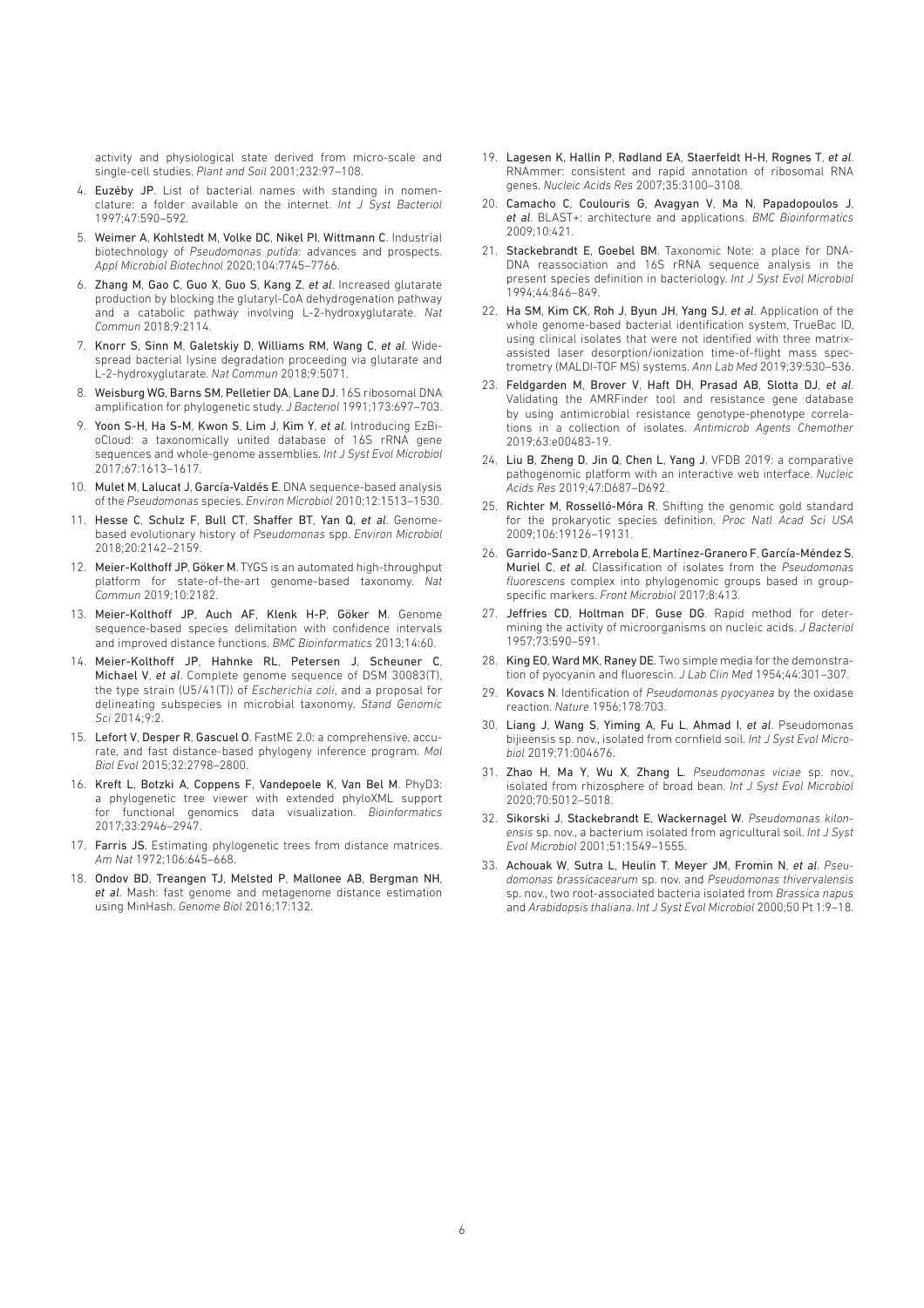activity and physiological state derived from micro-scale and single-cell studies. *Plant and Soil* 2001;232:97–108.

4. Euzéby JP. List of bacterial names with standing in nomenclature: a folder available on the internet. *Int J Syst Bacteriol* 1997;47:590–592.
5. Weimer A, Kohlstedt M, Volke DC, Nikel PI, Wittmann C. Industrial biotechnology of *Pseudomonas putida*: advances and prospects. *Appl Microbiol Biotechnol* 2020;104:7745–7766.
6. Zhang M, Gao C, Guo X, Guo S, Kang Z, *et al*. Increased glutarate production by blocking the glutaryl-CoA dehydrogenation pathway and a catabolic pathway involving L-2-hydroxyglutarate. *Nat Commun* 2018;9:2114.
7. Knorr S, Sinn M, Galetskiy D, Williams RM, Wang C, *et al*. Widespread bacterial lysine degradation proceeding via glutarate and L-2-hydroxyglutarate. *Nat Commun* 2018;9:5071.
8. Weisburg WG, Barns SM, Pelletier DA, Lane DJ. 16S ribosomal DNA amplification for phylogenetic study. *J Bacteriol* 1991;173:697–703.
9. Yoon S-H, Ha S-M, Kwon S, Lim J, Kim Y, *et al*. Introducing EzBioCloud: a taxonomically united database of 16S rRNA gene sequences and whole-genome assemblies. *Int J Syst Evol Microbiol* 2017;67:1613–1617.
10. Mulet M, Lalucat J, García-Valdés E. DNA sequence-based analysis of the *Pseudomonas* species. *Environ Microbiol* 2010;12:1513–1530.
11. Hesse C, Schulz F, Bull CT, Shaffer BT, Yan Q, *et al*. Genome-based evolutionary history of *Pseudomonas* spp. *Environ Microbiol* 2018;20:2142–2159.
12. Meier-Kolthoff JP, Göker M. TYGS is an automated high-throughput platform for state-of-the-art genome-based taxonomy. *Nat Commun* 2019;10:2182.
13. Meier-Kolthoff JP, Auch AF, Klenk H-P, Göker M. Genome sequence-based species delimitation with confidence intervals and improved distance functions. *BMC Bioinformatics* 2013;14:60.
14. Meier-Kolthoff JP, Hahnke RL, Petersen J, Scheuner C, Michael V, *et al*. Complete genome sequence of DSM 30083(T), the type strain (U5/41(T)) of *Escherichia coli*, and a proposal for delineating subspecies in microbial taxonomy. *Stand Genomic Sci* 2014;9:2.
15. Lefort V, Desper R, Gascuel O. FastME 2.0: a comprehensive, accurate, and fast distance-based phylogeny inference program. *Mol Biol Evol* 2015;32:2798–2800.
16. Kreft L, Botzki A, Coppens F, Vandepoele K, Van Bel M. PhyD3: a phylogenetic tree viewer with extended phyloXML support for functional genomics data visualization. *Bioinformatics* 2017;33:2946–2947.
17. Farris JS. Estimating phylogenetic trees from distance matrices. *Am Nat* 1972;106:645–668.
18. Ondov BD, Treangen TJ, Melsted P, Mallonee AB, Bergman NH, *et al*. Mash: fast genome and metagenome distance estimation using MinHash. *Genome Biol* 2016;17:132.
19. Lagesen K, Hallin P, Rødland EA, Staerfeldt H-H, Rognes T, *et al*. RNAmmer: consistent and rapid annotation of ribosomal RNA genes. *Nucleic Acids Res* 2007;35:3100–3108.
20. Camacho C, Coulouris G, Avagyan V, Ma N, Papadopoulos J, *et al*. BLAST+: architecture and applications. *BMC Bioinformatics* 2009;10:421.
21. Stackebrandt E, Goebel BM. Taxonomic Note: a place for DNA-DNA reassociation and 16S rRNA sequence analysis in the present species definition in bacteriology. *Int J Syst Evol Microbiol* 1994;44:846–849.
22. Ha SM, Kim CK, Roh J, Byun JH, Yang SJ, *et al*. Application of the whole genome-based bacterial identification system, TrueBac ID, using clinical isolates that were not identified with three matrix-assisted laser desorption/ionization time-of-flight mass spectrometry (MALDI-TOF MS) systems. *Ann Lab Med* 2019;39:530–536.
23. Feldgarden M, Brover V, Haft DH, Prasad AB, Slotta DJ, *et al*. Validating the AMRFinder tool and resistance gene database by using antimicrobial resistance genotype-phenotype correlations in a collection of isolates. *Antimicrob Agents Chemother* 2019;63:e00483-19.
24. Liu B, Zheng D, Jin Q, Chen L, Yang J. VFDB 2019: a comparative pathogenomic platform with an interactive web interface. *Nucleic Acids Res* 2019;47:D687–D692.
25. Richter M, Rosselló-Móra R. Shifting the genomic gold standard for the prokaryotic species definition. *Proc Natl Acad Sci USA* 2009;106:19126–19131.
26. Garrido-Sanz D, Arrebola E, Martínez-Granero F, García-Méndez S, Muriel C, *et al*. Classification of isolates from the *Pseudomonas fluorescens* complex into phylogenomic groups based in group-specific markers. *Front Microbiol* 2017;8:413.
27. Jeffries CD, Holtman DF, Guse DG. Rapid method for determining the activity of microorganisms on nucleic acids. *J Bacteriol* 1957;73:590–591.
28. King EO, Ward MK, Raney DE. Two simple media for the demonstration of pyocyanin and fluorescin. *J Lab Clin Med* 1954;44:301–307.
29. Kovacs N. Identification of *Pseudomonas pyocyanea* by the oxidase reaction. *Nature* 1956;178:703.
30. Liang J, Wang S, Yiming A, Fu L, Ahmad I, *et al*. Pseudomonas bijieensis sp. nov., isolated from cornfield soil. *Int J Syst Evol Microbiol* 2019;71:004676.
31. Zhao H, Ma Y, Wu X, Zhang L. *Pseudomonas viciae* sp. nov., isolated from rhizosphere of broad bean. *Int J Syst Evol Microbiol* 2020;70:5012–5018.
32. Sikorski J, Stackebrandt E, Wackernagel W. *Pseudomonas kilonensis* sp. nov., a bacterium isolated from agricultural soil. *Int J Syst Evol Microbiol* 2001;51:1549–1555.
33. Achouak W, Sutra L, Heulin T, Meyer JM, Fromin N, *et al*. *Pseudomonas brassicacearum* sp. nov. and *Pseudomonas thivervalensis* sp. nov., two root-associated bacteria isolated from *Brassica napus* and *Arabidopsis thaliana*. *Int J Syst Evol Microbiol* 2000;50 Pt 1:9–18.